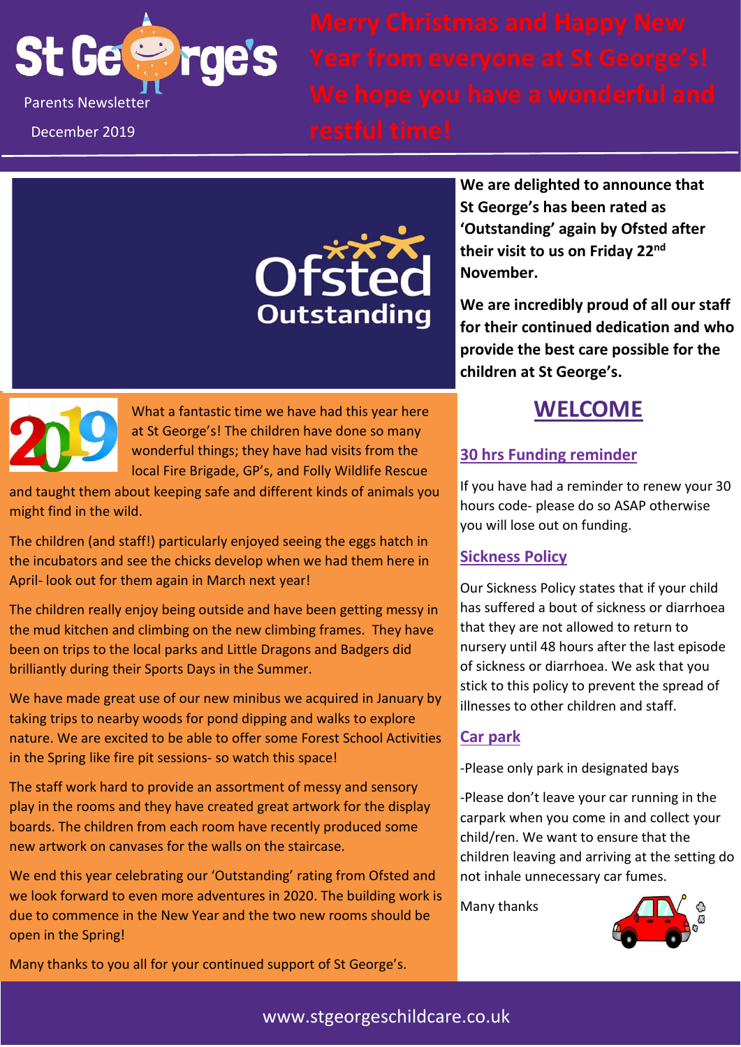St George's

Parents Newsletter

December 2019

# Merry Christmas and Happy New Year from everyone at St George's! We hope you have a wonderful and restful time!

Ofsted Outstanding

**We are delighted to announce that St George's has been rated as 'Outstanding' again by Ofsted after their visit to us on Friday 22nd November.**

**We are incredibly proud of all our staff for their continued dedication and who provide the best care possible for the children at St George's.**

What a fantastic time we have had this year here at St George's! The children have done so many wonderful things; they have had visits from the local Fire Brigade, GP's, and Folly Wildlife Rescue and taught them about keeping safe and different kinds of animals you might find in the wild.

The children (and staff!) particularly enjoyed seeing the eggs hatch in the incubators and see the chicks develop when we had them here in April- look out for them again in March next year!

The children really enjoy being outside and have been getting messy in the mud kitchen and climbing on the new climbing frames. They have been on trips to the local parks and Little Dragons and Badgers did brilliantly during their Sports Days in the Summer.

We have made great use of our new minibus we acquired in January by taking trips to nearby woods for pond dipping and walks to explore nature. We are excited to be able to offer some Forest School Activities in the Spring like fire pit sessions- so watch this space!

The staff work hard to provide an assortment of messy and sensory play in the rooms and they have created great artwork for the display boards. The children from each room have recently produced some new artwork on canvases for the walls on the staircase.

We end this year celebrating our 'Outstanding' rating from Ofsted and we look forward to even more adventures in 2020. The building work is due to commence in the New Year and the two new rooms should be open in the Spring!

Many thanks to you all for your continued support of St George's.

## WELCOME

### 30 hrs Funding reminder

If you have had a reminder to renew your 30 hours code- please do so ASAP otherwise you will lose out on funding.

### Sickness Policy

Our Sickness Policy states that if your child has suffered a bout of sickness or diarrhoea that they are not allowed to return to nursery until 48 hours after the last episode of sickness or diarrhoea. We ask that you stick to this policy to prevent the spread of illnesses to other children and staff.

### Car park

-Please only park in designated bays

-Please don't leave your car running in the carpark when you come in and collect your child/ren. We want to ensure that the children leaving and arriving at the setting do not inhale unnecessary car fumes.

Many thanks

www.stgeorgeschildcare.co.uk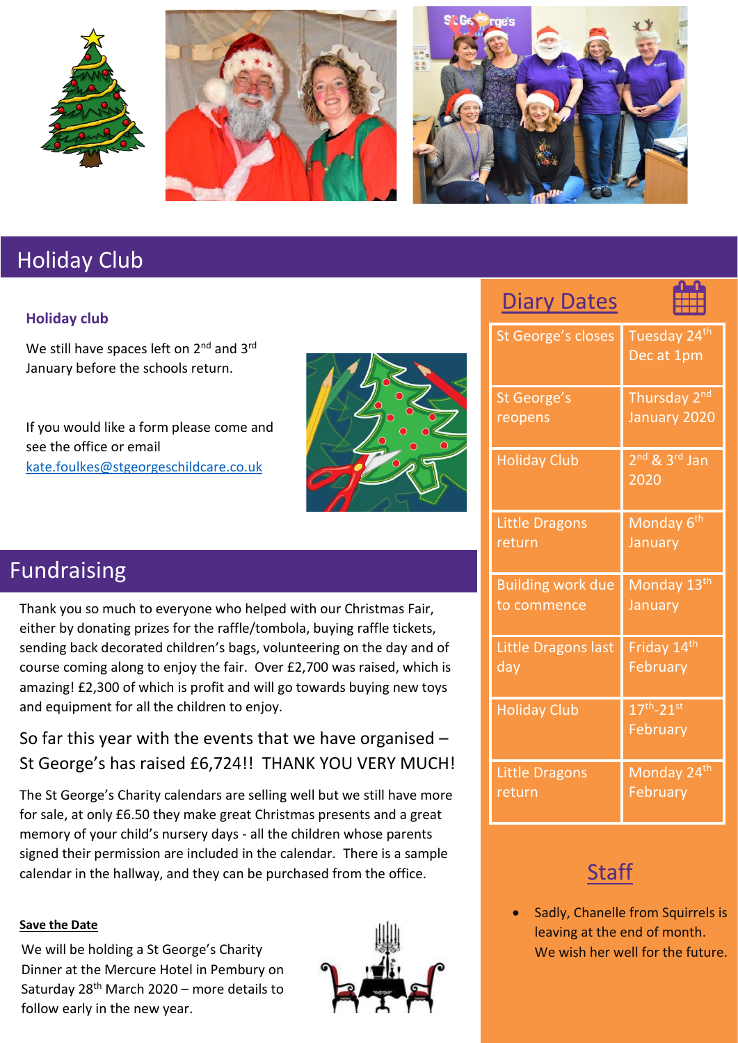## Holiday Club

### Holiday club

We still have spaces left on 2nd and 3rd January before the schools return.

If you would like a form please come and see the office or email kate.foulkes@stgeorgeschildcare.co.uk

## Fundraising

Thank you so much to everyone who helped with our Christmas Fair, either by donating prizes for the raffle/tombola, buying raffle tickets, sending back decorated children's bags, volunteering on the day and of course coming along to enjoy the fair. Over £2,700 was raised, which is amazing! £2,300 of which is profit and will go towards buying new toys and equipment for all the children to enjoy.

So far this year with the events that we have organised – St George's has raised £6,724!! THANK YOU VERY MUCH!

The St George's Charity calendars are selling well but we still have more for sale, at only £6.50 they make great Christmas presents and a great memory of your child's nursery days - all the children whose parents signed their permission are included in the calendar. There is a sample calendar in the hallway, and they can be purchased from the office.

**Save the Date**

We will be holding a St George's Charity Dinner at the Mercure Hotel in Pembury on Saturday 28th March – more details to follow early in the new year.

## Diary Dates

| | |
|---|---|
| St George's closes | Tuesday 24th Dec at 1pm |
| St George's reopens | Thursday 2nd January 2020 |
| Holiday Club | 2nd & 3rd Jan 2020 |
| Little Dragons return | Monday 6th January |
| Building work due to commence | Monday 13th January |
| Little Dragons last day | Friday 14th February |
| Holiday Club | 17th-21st February |
| Little Dragons return | Monday 24th February |

## Staff

- Sadly, Chanelle from Squirrels is leaving at the end of month. We wish her well for the future.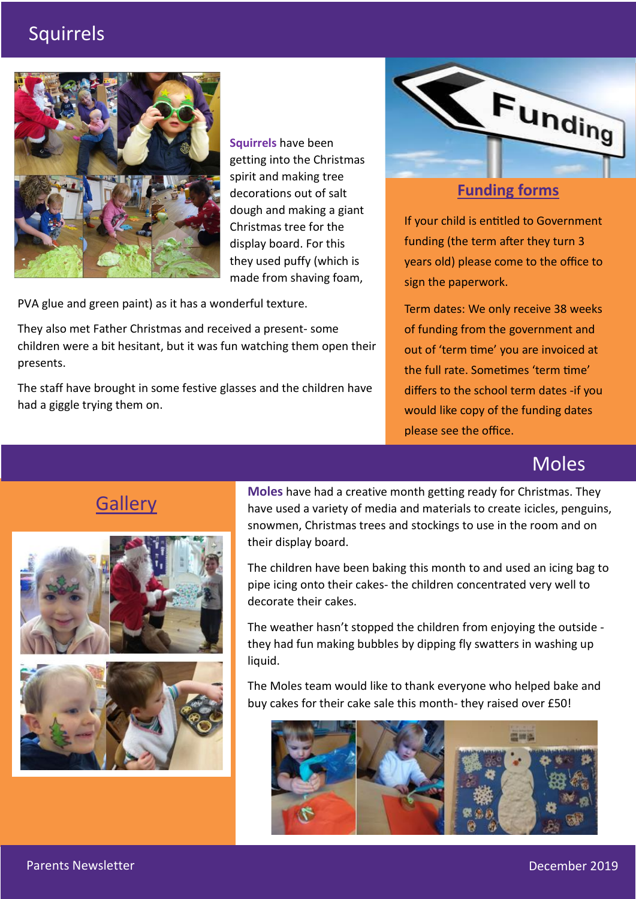## Squirrels

**Squirrels** have been getting into the Christmas spirit and making tree decorations out of salt dough and making a giant Christmas tree for the display board. For this they used puffy (which is made from shaving foam, PVA glue and green paint) as it has a wonderful texture.

They also met Father Christmas and received a present- some children were a bit hesitant, but it was fun watching them open their presents.

The staff have brought in some festive glasses and the children have had a giggle trying them on.

### Funding forms

If your child is entitled to Government funding (the term after they turn 3 years old) please come to the office to sign the paperwork.

Term dates: We only receive 38 weeks of funding from the government and out of 'term time' you are invoiced at the full rate. Sometimes 'term time' differs to the school term dates -if you would like copy of the funding dates please see the office.

## Moles

**Moles** have had a creative month getting ready for Christmas. They have used a variety of media and materials to create icicles, penguins, snowmen, Christmas trees and stockings to use in the room and on their display board.

The children have been baking this month to and used an icing bag to pipe icing onto their cakes- the children concentrated very well to decorate their cakes.

The weather hasn't stopped the children from enjoying the outside - they had fun making bubbles by dipping fly swatters in washing up liquid.

The Moles team would like to thank everyone who helped bake and buy cakes for their cake sale this month- they raised over £50!

### Gallery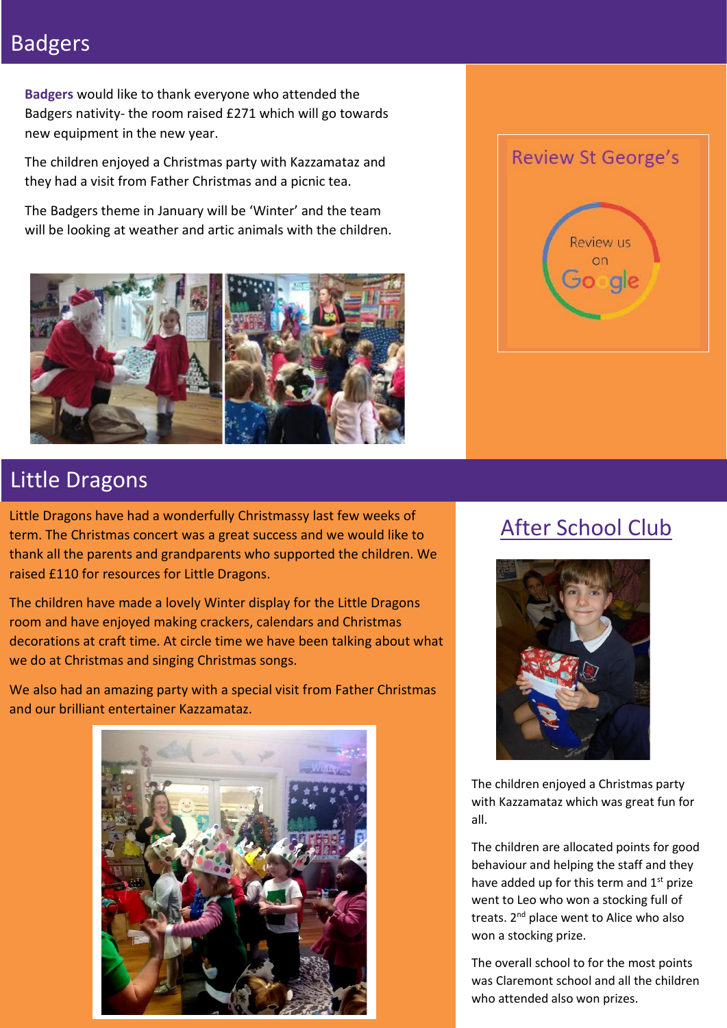## Badgers

**Badgers** would like to thank everyone who attended the Badgers nativity- the room raised £271 which will go towards new equipment in the new year.

The children enjoyed a Christmas party with Kazzamataz and they had a visit from Father Christmas and a picnic tea.

The Badgers theme in January will be 'Winter' and the team will be looking at weather and artic animals with the children.

Review St George's

Review us on Google

## Little Dragons

Little Dragons have had a wonderfully Christmassy last few weeks of term. The Christmas concert was a great success and we would like to thank all the parents and grandparents who supported the children. We raised £110 for resources for Little Dragons.

The children have made a lovely Winter display for the Little Dragons room and have enjoyed making crackers, calendars and Christmas decorations at craft time. At circle time we have been talking about what we do at Christmas and singing Christmas songs.

We also had an amazing party with a special visit from Father Christmas and our brilliant entertainer Kazzamataz.

## After School Club

The children enjoyed a Christmas party with Kazzamataz which was great fun for all.

The children are allocated points for good behaviour and helping the staff and they have added up for this term and 1st prize went to Leo who won a stocking full of treats. 2nd place went to Alice who also won a stocking prize.

The overall school to for the most points was Claremont school and all the children who attended also won prizes.